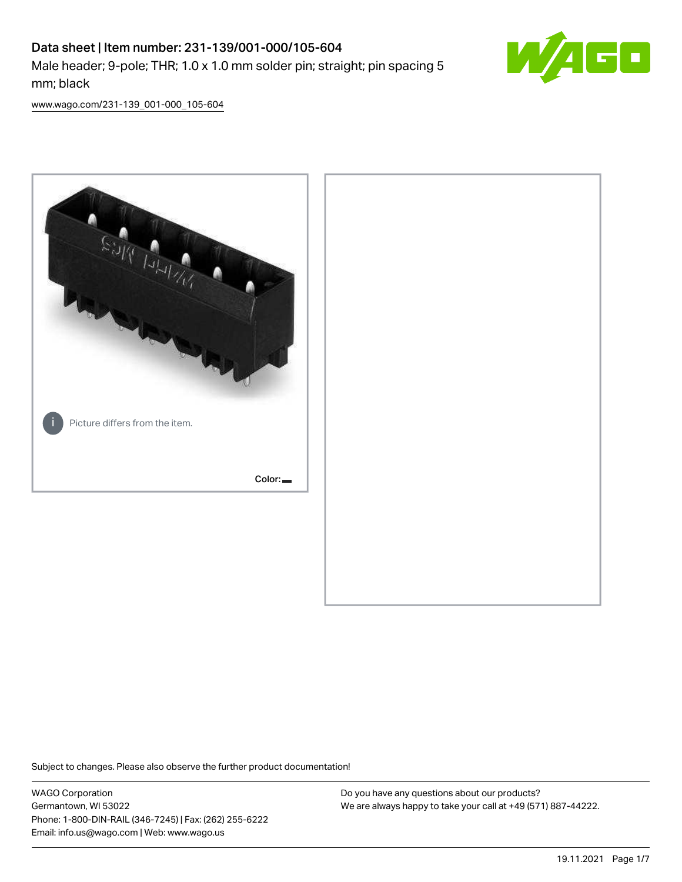# Data sheet | Item number: 231-139/001-000/105-604

Male header; 9-pole; THR; 1.0 x 1.0 mm solder pin; straight; pin spacing 5 mm; black

www.wago.com/231-139_001-000_105-604

Picture differs from the item.

Color:

Subject to changes. Please also observe the further product documentation!

WAGO Corporation
Germantown, WI 53022
Phone: 1-800-DIN-RAIL (346-7245) | Fax: (262) 255-6222
Email: info.us@wago.com | Web: www.wago.us

Do you have any questions about our products?
We are always happy to take your call at +49 (571) 887-44222.

19.11.2021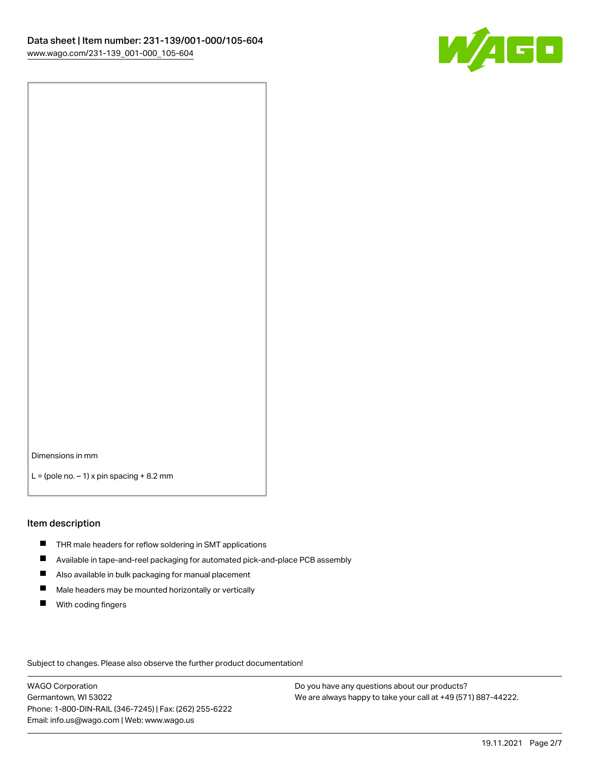Dimensions in mm

L = (pole no. – 1) x pin spacing + 8.2 mm

## Item description

- THR male headers for reflow soldering in SMT applications
- Available in tape-and-reel packaging for automated pick-and-place PCB assembly
- Also available in bulk packaging for manual placement
- Male headers may be mounted horizontally or vertically
- With coding fingers

Subject to changes. Please also observe the further product documentation!

WAGO Corporation
Germantown, WI 53022
Phone: 1-800-DIN-RAIL (346-7245) | Fax: (262) 255-6222
Email: info.us@wago.com | Web: www.wago.us

Do you have any questions about our products?
We are always happy to take your call at +49 (571) 887-44222.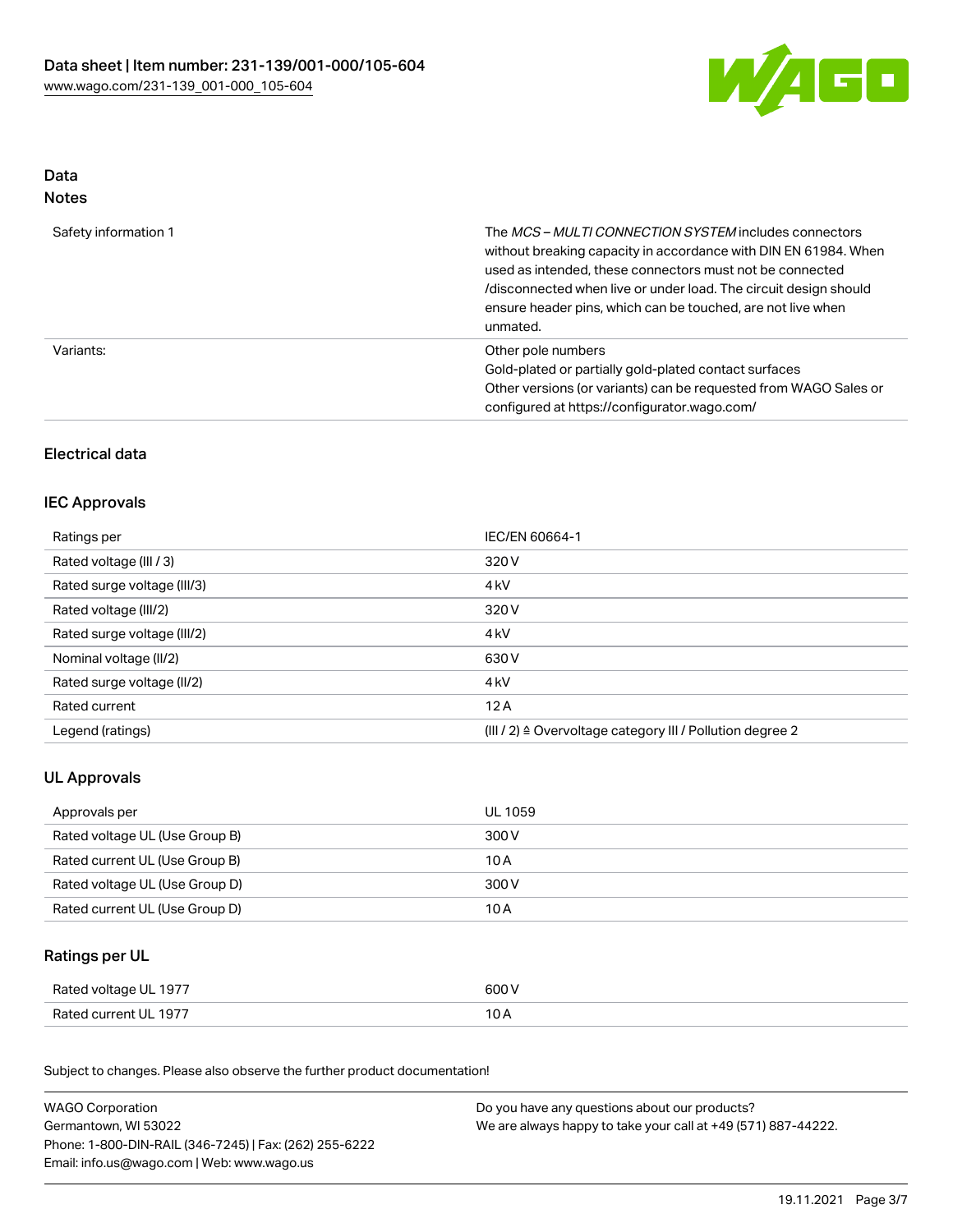## Data
### Notes

| | |
|---|---|
| Safety information 1 | The *MCS – MULTI CONNECTION SYSTEM* includes connectors without breaking capacity in accordance with DIN EN 61984. When used as intended, these connectors must not be connected /disconnected when live or under load. The circuit design should ensure header pins, which can be touched, are not live when unmated. |
| Variants: | Other pole numbers<br>Gold-plated or partially gold-plated contact surfaces<br>Other versions (or variants) can be requested from WAGO Sales or configured at https://configurator.wago.com/ |

## Electrical data

### IEC Approvals

| | |
|---|---|
| Ratings per | IEC/EN 60664-1 |
| Rated voltage (III / 3) | 320 V |
| Rated surge voltage (III/3) | 4 kV |
| Rated voltage (III/2) | 320 V |
| Rated surge voltage (III/2) | 4 kV |
| Nominal voltage (II/2) | 630 V |
| Rated surge voltage (II/2) | 4 kV |
| Rated current | 12 A |
| Legend (ratings) | (III / 2) ≙ Overvoltage category III / Pollution degree 2 |

### UL Approvals

| | |
|---|---|
| Approvals per | UL 1059 |
| Rated voltage UL (Use Group B) | 300 V |
| Rated current UL (Use Group B) | 10 A |
| Rated voltage UL (Use Group D) | 300 V |
| Rated current UL (Use Group D) | 10 A |

### Ratings per UL

| | |
|---|---|
| Rated voltage UL 1977 | 600 V |
| Rated current UL 1977 | 10 A |

Subject to changes. Please also observe the further product documentation!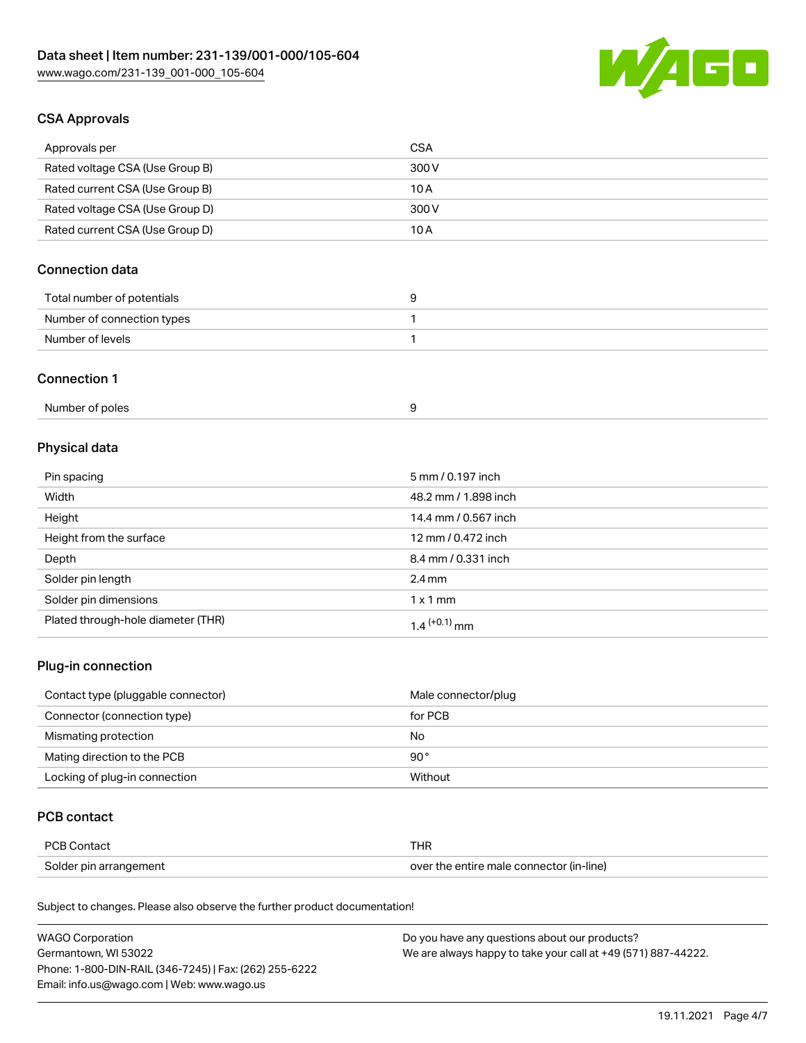## CSA Approvals

| | |
|---|---|
| Approvals per | CSA |
| Rated voltage CSA (Use Group B) | 300 V |
| Rated current CSA (Use Group B) | 10 A |
| Rated voltage CSA (Use Group D) | 300 V |
| Rated current CSA (Use Group D) | 10 A |

## Connection data

| | |
|---|---|
| Total number of potentials | 9 |
| Number of connection types | 1 |
| Number of levels | 1 |

## Connection 1

| | |
|---|---|
| Number of poles | 9 |

## Physical data

| | |
|---|---|
| Pin spacing | 5 mm / 0.197 inch |
| Width | 48.2 mm / 1.898 inch |
| Height | 14.4 mm / 0.567 inch |
| Height from the surface | 12 mm / 0.472 inch |
| Depth | 8.4 mm / 0.331 inch |
| Solder pin length | 2.4 mm |
| Solder pin dimensions | 1 x 1 mm |
| Plated through-hole diameter (THR) | $1.4^{(+0.1)}$ mm |

## Plug-in connection

| | |
|---|---|
| Contact type (pluggable connector) | Male connector/plug |
| Connector (connection type) | for PCB |
| Mismating protection | No |
| Mating direction to the PCB | 90° |
| Locking of plug-in connection | Without |

## PCB contact

| | |
|---|---|
| PCB Contact | THR |
| Solder pin arrangement | over the entire male connector (in-line) |

Subject to changes. Please also observe the further product documentation!

WAGO Corporation
Germantown, WI 53022
Phone: 1-800-DIN-RAIL (346-7245) | Fax: (262) 255-6222
Email: info.us@wago.com | Web: www.wago.us

Do you have any questions about our products?
We are always happy to take your call at +49 (571) 887-44222.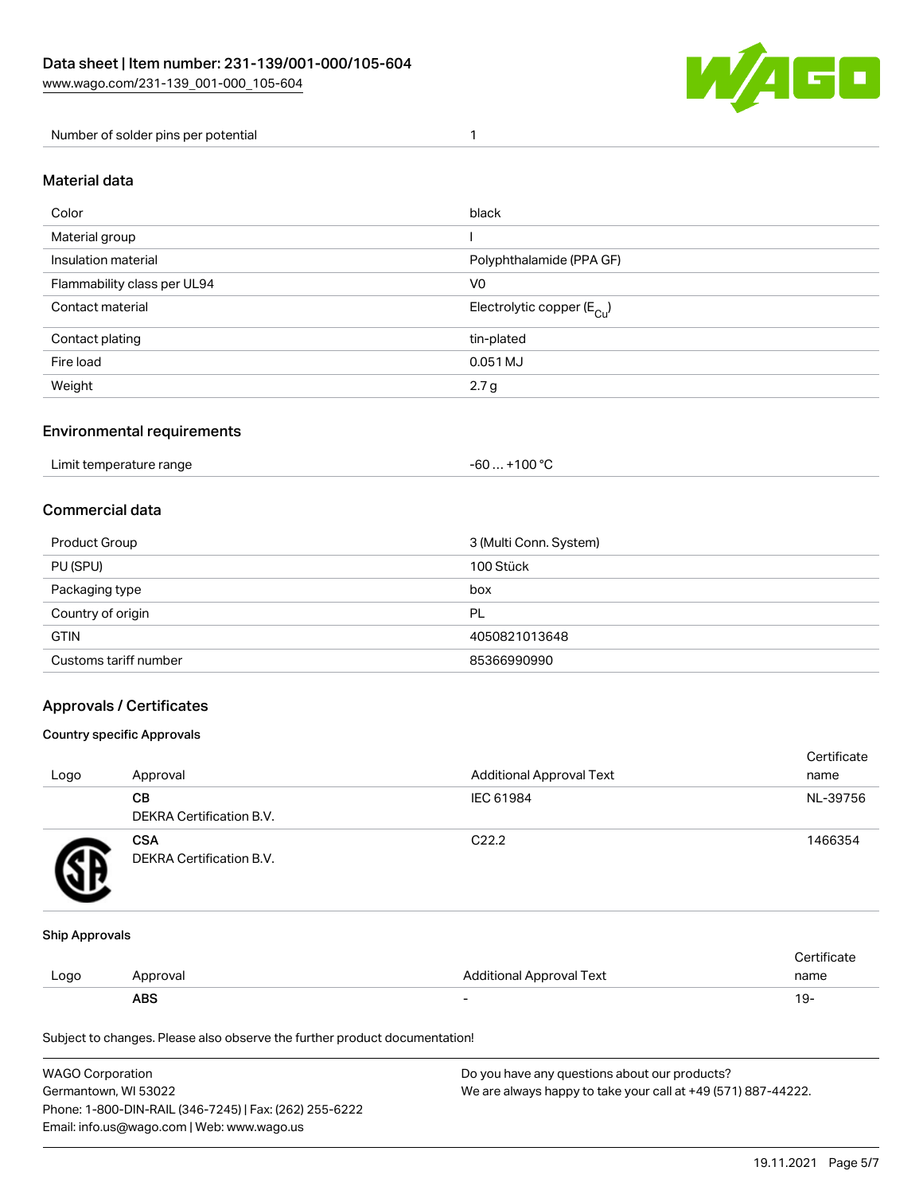| Number of solder pins per potential | 1 |
|---|---|

## Material data

| | |
|---|---|
| Color | black |
| Material group | I |
| Insulation material | Polyphthalamide (PPA GF) |
| Flammability class per UL94 | V0 |
| Contact material | Electrolytic copper ($E_{Cu}$) |
| Contact plating | tin-plated |
| Fire load | 0.051 MJ |
| Weight | 2.7 g |

## Environmental requirements

| | |
|---|---|
| Limit temperature range | -60 … +100 °C |

## Commercial data

| | |
|---|---|
| Product Group | 3 (Multi Conn. System) |
| PU (SPU) | 100 Stück |
| Packaging type | box |
| Country of origin | PL |
| GTIN | 4050821013648 |
| Customs tariff number | 85366990990 |

## Approvals / Certificates

### Country specific Approvals

| Logo | Approval | Additional Approval Text | Certificate name |
|---|---|---|---|
| | **CB** DEKRA Certification B.V. | IEC 61984 | NL-39756 |
| | **CSA** DEKRA Certification B.V. | C22.2 | 1466354 |

### Ship Approvals

| Logo | Approval | Additional Approval Text | Certificate name |
|---|---|---|---|
| | **ABS** | - | 19- |

Subject to changes. Please also observe the further product documentation!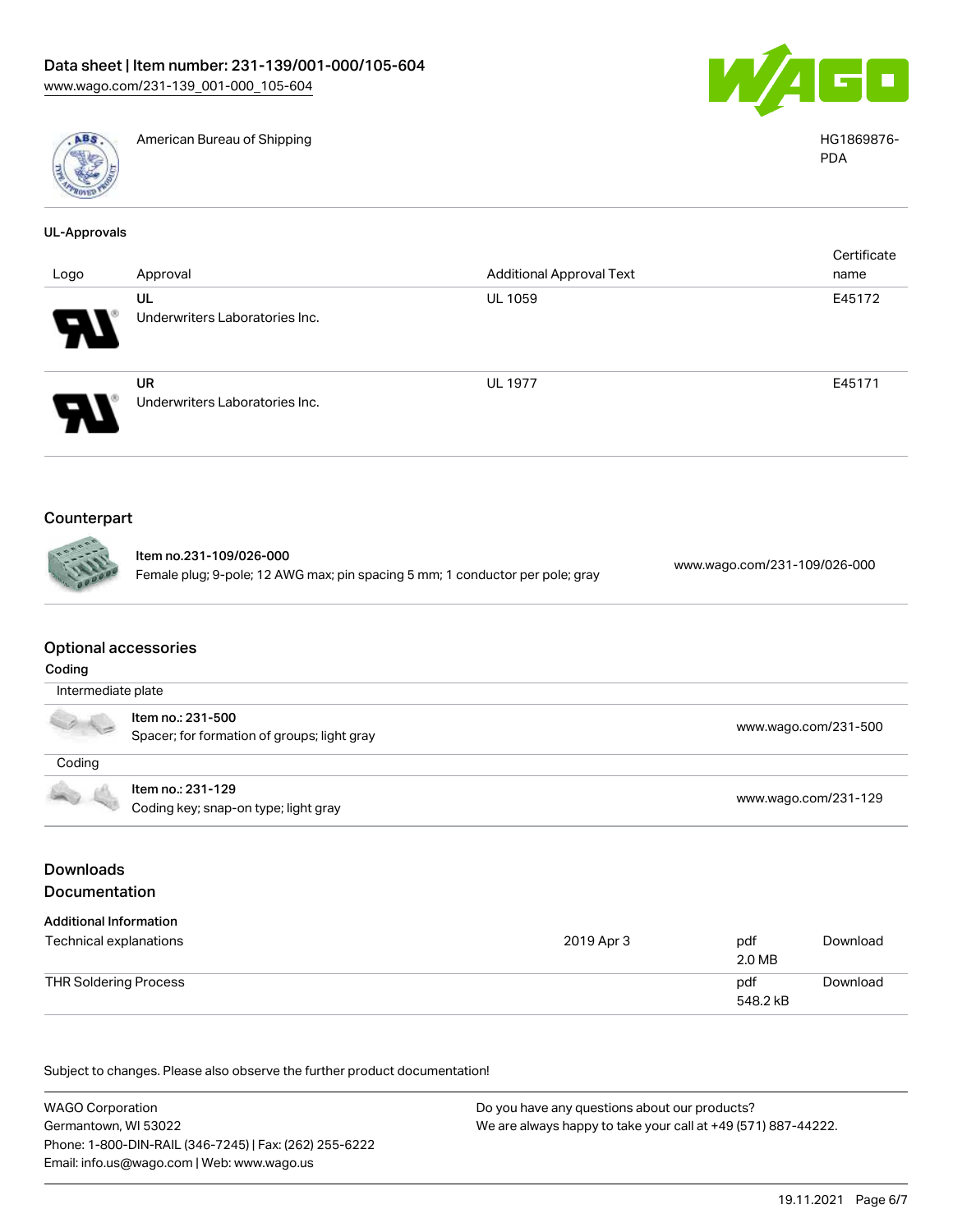| | American Bureau of Shipping | HG1869876-PDA |
|---|---|---|

### UL-Approvals

| Logo | Approval | Additional Approval Text | Certificate name |
|---|---|---|---|
| | UL<br>Underwriters Laboratories Inc. | UL 1059 | E45172 |
| | UR<br>Underwriters Laboratories Inc. | UL 1977 | E45171 |

## Counterpart

| | |
|---|---|
| **Item no.231-109/026-000**<br>Female plug; 9-pole; 12 AWG max; pin spacing 5 mm; 1 conductor per pole; gray | www.wago.com/231-109/026-000 |

## Optional accessories

### Coding

Intermediate plate

| | |
|---|---|
| **Item no.: 231-500**<br>Spacer; for formation of groups; light gray | www.wago.com/231-500 |

Coding

| | |
|---|---|
| **Item no.: 231-129**<br>Coding key; snap-on type; light gray | www.wago.com/231-129 |

## Downloads

## Documentation

### Additional Information

| | | | |
|---|---|---|---|
| Technical explanations | 2019 Apr 3 | pdf<br>2.0 MB | Download |
| THR Soldering Process | | pdf<br>548.2 kB | Download |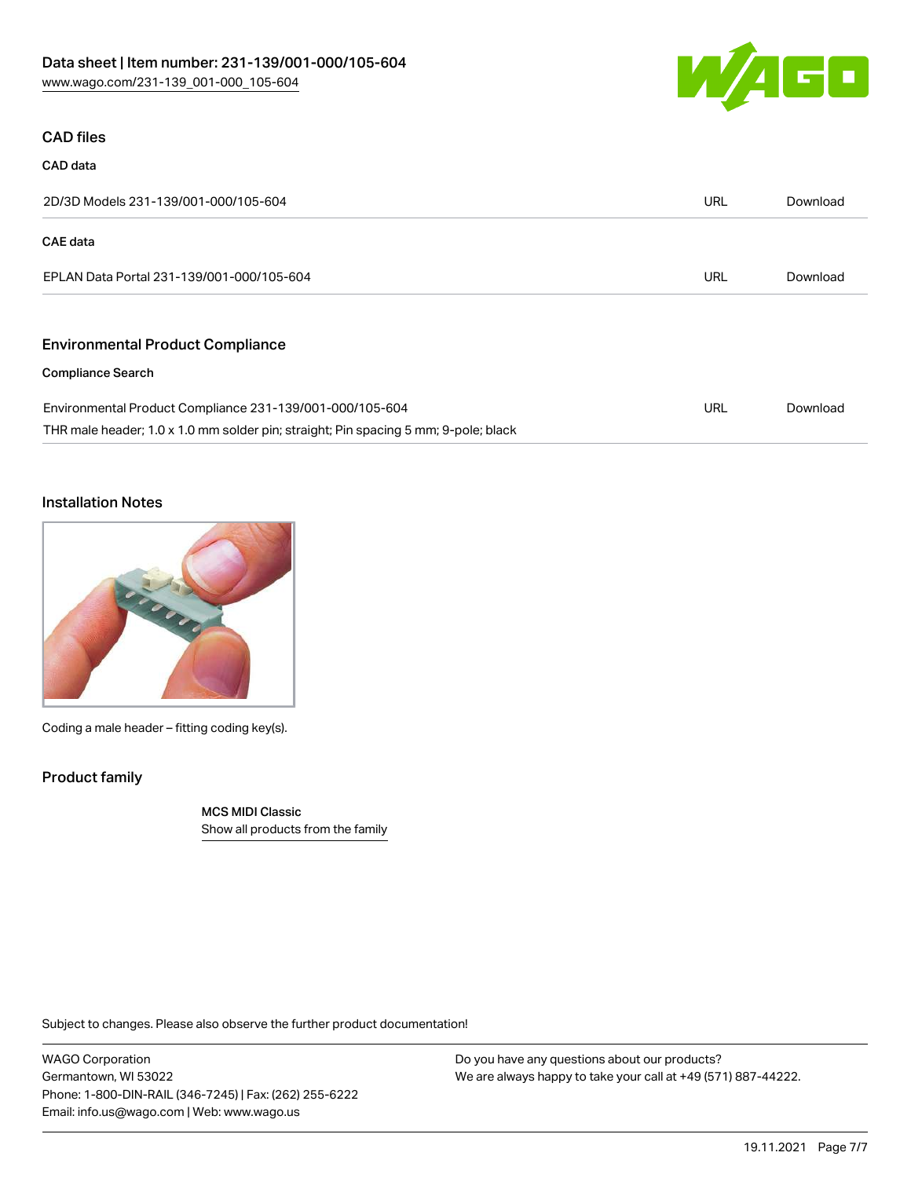## CAD files

### CAD data

| | | |
|---|---|---|
| 2D/3D Models 231-139/001-000/105-604 | URL | Download |

### CAE data

| | | |
|---|---|---|
| EPLAN Data Portal 231-139/001-000/105-604 | URL | Download |

## Environmental Product Compliance

### Compliance Search

| | | |
|---|---|---|
| Environmental Product Compliance 231-139/001-000/105-604<br>THR male header; 1.0 x 1.0 mm solder pin; straight; Pin spacing 5 mm; 9-pole; black | URL | Download |

## Installation Notes

Coding a male header – fitting coding key(s).

## Product family

**MCS MIDI Classic**
Show all products from the family

Subject to changes. Please also observe the further product documentation!

WAGO Corporation
Germantown, WI 53022
Phone: 1-800-DIN-RAIL (346-7245) | Fax: (262) 255-6222
Email: info.us@wago.com | Web: www.wago.us

Do you have any questions about our products?
We are always happy to take your call at +49 (571) 887-44222.